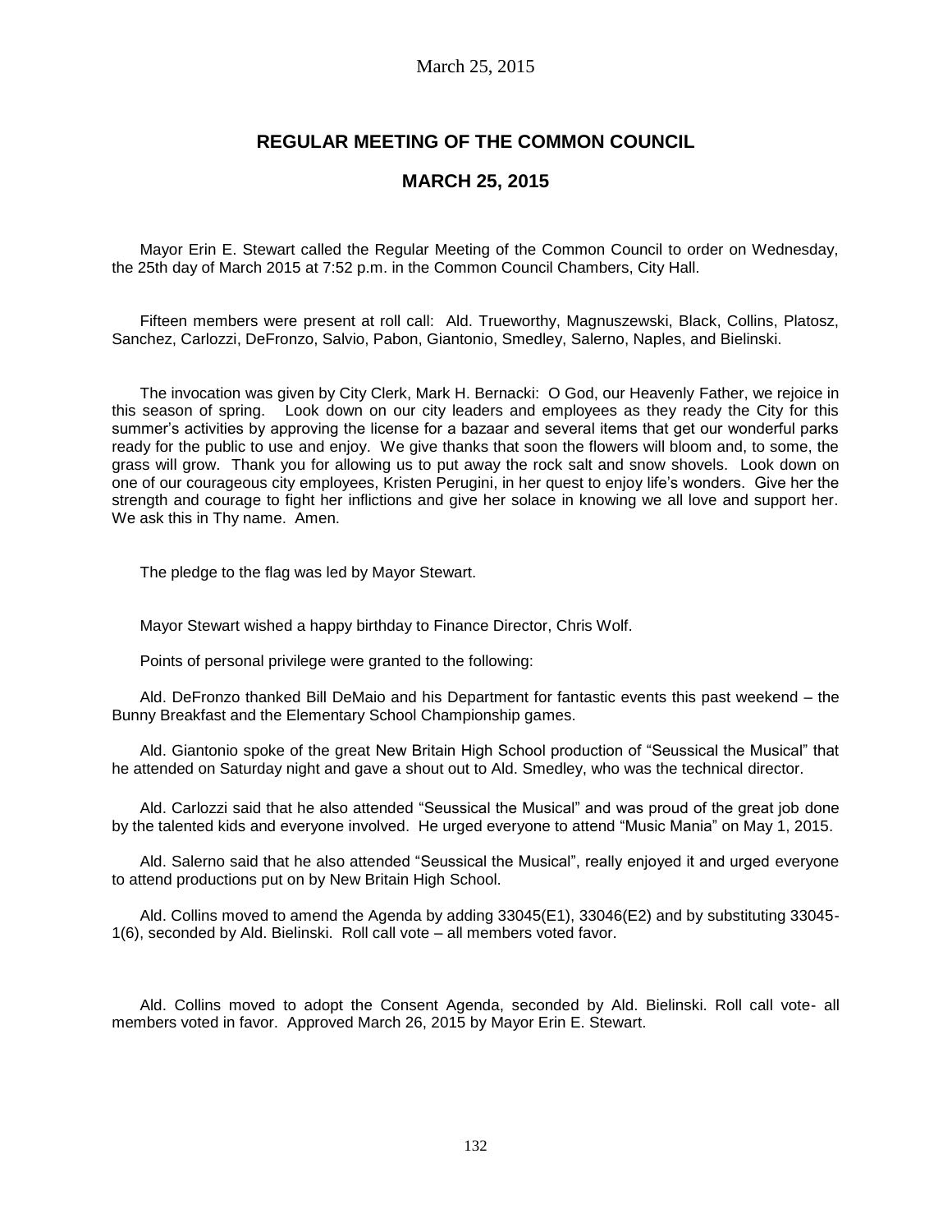## REGULAR MEETING OF THE COMMON COUNCIL

## MARCH 25, 2015

Mayor Erin E. Stewart called the Regular Meeting of the Common Council to order on Wednesday, the 25th day of March 2015 at 7:52 p.m. in the Common Council Chambers, City Hall.

Fifteen members were present at roll call: Ald. Trueworthy, Magnuszewski, Black, Collins, Platosz, Sanchez, Carlozzi, DeFronzo, Salvio, Pabon, Giantonio, Smedley, Salerno, Naples, and Bielinski.

The invocation was given by City Clerk, Mark H. Bernacki: O God, our Heavenly Father, we rejoice in this season of spring. Look down on our city leaders and employees as they ready the City for this summer's activities by approving the license for a bazaar and several items that get our wonderful parks ready for the public to use and enjoy. We give thanks that soon the flowers will bloom and, to some, the grass will grow. Thank you for allowing us to put away the rock salt and snow shovels. Look down on one of our courageous city employees, Kristen Perugini, in her quest to enjoy life's wonders. Give her the strength and courage to fight her inflictions and give her solace in knowing we all love and support her. We ask this in Thy name. Amen.

The pledge to the flag was led by Mayor Stewart.

Mayor Stewart wished a happy birthday to Finance Director, Chris Wolf.

Points of personal privilege were granted to the following:

Ald. DeFronzo thanked Bill DeMaio and his Department for fantastic events this past weekend – the Bunny Breakfast and the Elementary School Championship games.

Ald. Giantonio spoke of the great New Britain High School production of "Seussical the Musical" that he attended on Saturday night and gave a shout out to Ald. Smedley, who was the technical director.

Ald. Carlozzi said that he also attended "Seussical the Musical" and was proud of the great job done by the talented kids and everyone involved. He urged everyone to attend "Music Mania" on May 1, 2015.

Ald. Salerno said that he also attended "Seussical the Musical", really enjoyed it and urged everyone to attend productions put on by New Britain High School.

Ald. Collins moved to amend the Agenda by adding 33045(E1), 33046(E2) and by substituting 33045-1(6), seconded by Ald. Bielinski. Roll call vote – all members voted favor.

Ald. Collins moved to adopt the Consent Agenda, seconded by Ald. Bielinski. Roll call vote- all members voted in favor. Approved March 26, 2015 by Mayor Erin E. Stewart.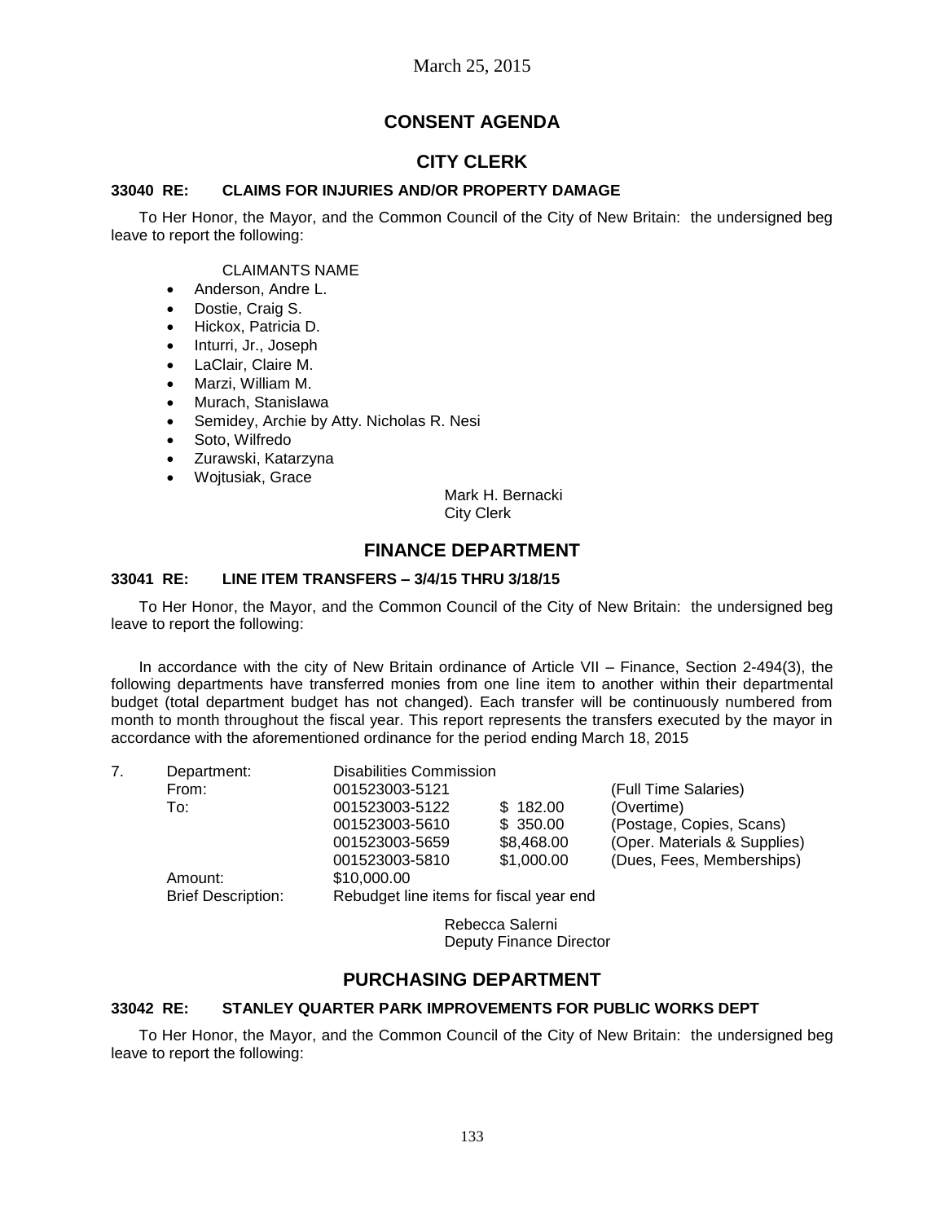March 25, 2015

# CONSENT AGENDA

## CITY CLERK

### 33040 RE: CLAIMS FOR INJURIES AND/OR PROPERTY DAMAGE

To Her Honor, the Mayor, and the Common Council of the City of New Britain: the undersigned beg leave to report the following:

CLAIMANTS NAME

- Anderson, Andre L.
- Dostie, Craig S.
- Hickox, Patricia D.
- Inturri, Jr., Joseph
- LaClair, Claire M.
- Marzi, William M.
- Murach, Stanislawa
- Semidey, Archie by Atty. Nicholas R. Nesi
- Soto, Wilfredo
- Zurawski, Katarzyna
- Wojtusiak, Grace

Mark H. Bernacki
City Clerk

## FINANCE DEPARTMENT

### 33041 RE: LINE ITEM TRANSFERS – 3/4/15 THRU 3/18/15

To Her Honor, the Mayor, and the Common Council of the City of New Britain: the undersigned beg leave to report the following:

In accordance with the city of New Britain ordinance of Article VII – Finance, Section 2-494(3), the following departments have transferred monies from one line item to another within their departmental budget (total department budget has not changed). Each transfer will be continuously numbered from month to month throughout the fiscal year. This report represents the transfers executed by the mayor in accordance with the aforementioned ordinance for the period ending March 18, 2015

| 7. | Department: | Disabilities Commission | | |
|---|---|---|---|---|
| | From: | 001523003-5121 | | (Full Time Salaries) |
| | To: | 001523003-5122 | $ 182.00 | (Overtime) |
| | | 001523003-5610 | $ 350.00 | (Postage, Copies, Scans) |
| | | 001523003-5659 | $8,468.00 | (Oper. Materials & Supplies) |
| | | 001523003-5810 | $1,000.00 | (Dues, Fees, Memberships) |
| | Amount: | $10,000.00 | | |
| | Brief Description: | Rebudget line items for fiscal year end | | |

Rebecca Salerni
Deputy Finance Director

## PURCHASING DEPARTMENT

### 33042 RE: STANLEY QUARTER PARK IMPROVEMENTS FOR PUBLIC WORKS DEPT

To Her Honor, the Mayor, and the Common Council of the City of New Britain: the undersigned beg leave to report the following: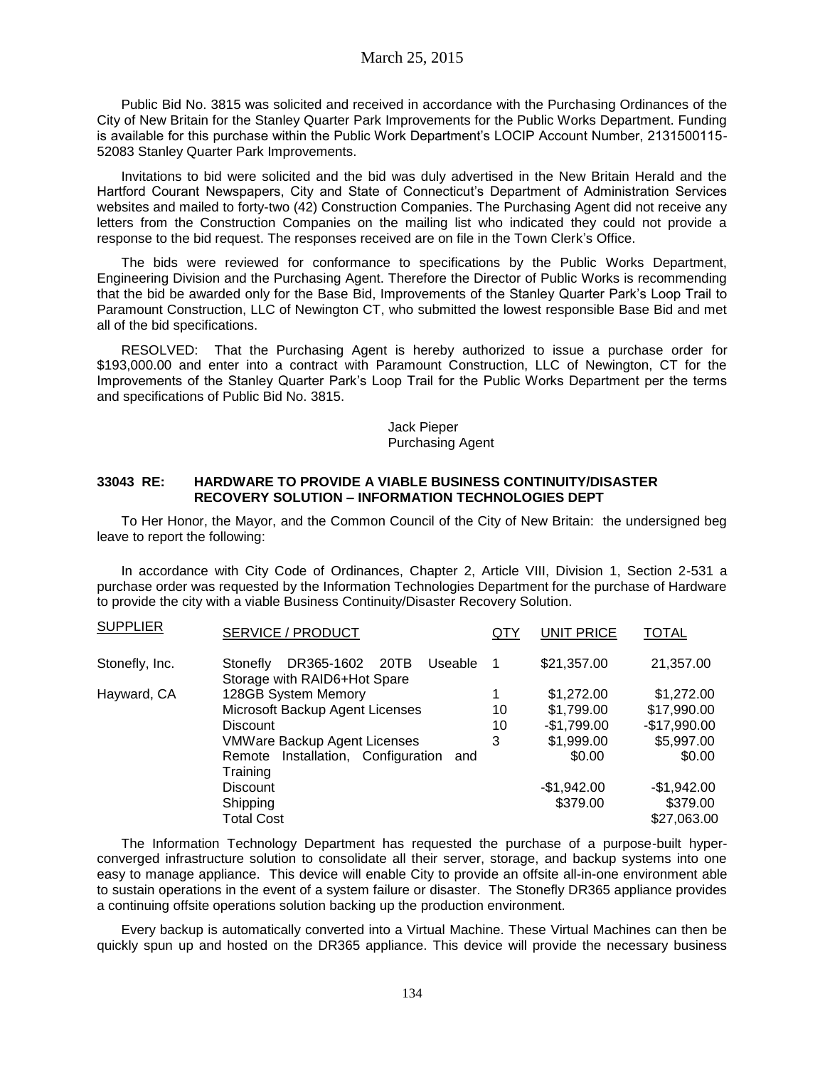Public Bid No. 3815 was solicited and received in accordance with the Purchasing Ordinances of the City of New Britain for the Stanley Quarter Park Improvements for the Public Works Department. Funding is available for this purchase within the Public Work Department's LOCIP Account Number, 2131500115-52083 Stanley Quarter Park Improvements.

Invitations to bid were solicited and the bid was duly advertised in the New Britain Herald and the Hartford Courant Newspapers, City and State of Connecticut's Department of Administration Services websites and mailed to forty-two (42) Construction Companies. The Purchasing Agent did not receive any letters from the Construction Companies on the mailing list who indicated they could not provide a response to the bid request. The responses received are on file in the Town Clerk's Office.

The bids were reviewed for conformance to specifications by the Public Works Department, Engineering Division and the Purchasing Agent. Therefore the Director of Public Works is recommending that the bid be awarded only for the Base Bid, Improvements of the Stanley Quarter Park's Loop Trail to Paramount Construction, LLC of Newington CT, who submitted the lowest responsible Base Bid and met all of the bid specifications.

RESOLVED: That the Purchasing Agent is hereby authorized to issue a purchase order for $193,000.00 and enter into a contract with Paramount Construction, LLC of Newington, CT for the Improvements of the Stanley Quarter Park's Loop Trail for the Public Works Department per the terms and specifications of Public Bid No. 3815.

Jack Pieper
Purchasing Agent

**33043 RE: HARDWARE TO PROVIDE A VIABLE BUSINESS CONTINUITY/DISASTER RECOVERY SOLUTION – INFORMATION TECHNOLOGIES DEPT**

To Her Honor, the Mayor, and the Common Council of the City of New Britain: the undersigned beg leave to report the following:

In accordance with City Code of Ordinances, Chapter 2, Article VIII, Division 1, Section 2-531 a purchase order was requested by the Information Technologies Department for the purchase of Hardware to provide the city with a viable Business Continuity/Disaster Recovery Solution.

| SUPPLIER | SERVICE / PRODUCT | QTY | UNIT PRICE | TOTAL |
|---|---|---|---|---|
| Stonefly, Inc. | Stonefly DR365-1602 20TB Useable Storage with RAID6+Hot Spare | 1 | $21,357.00 | 21,357.00 |
| Hayward, CA | 128GB System Memory | 1 | $1,272.00 | $1,272.00 |
| | Microsoft Backup Agent Licenses | 10 | $1,799.00 | $17,990.00 |
| | Discount | 10 | -$1,799.00 | -$17,990.00 |
| | VMWare Backup Agent Licenses | 3 | $1,999.00 | $5,997.00 |
| | Remote Installation, Configuration and Training | | $0.00 | $0.00 |
| | Discount | | -$1,942.00 | -$1,942.00 |
| | Shipping | | $379.00 | $379.00 |
| | Total Cost | | | $27,063.00 |

The Information Technology Department has requested the purchase of a purpose-built hyper-converged infrastructure solution to consolidate all their server, storage, and backup systems into one easy to manage appliance. This device will enable City to provide an offsite all-in-one environment able to sustain operations in the event of a system failure or disaster. The Stonefly DR365 appliance provides a continuing offsite operations solution backing up the production environment.

Every backup is automatically converted into a Virtual Machine. These Virtual Machines can then be quickly spun up and hosted on the DR365 appliance. This device will provide the necessary business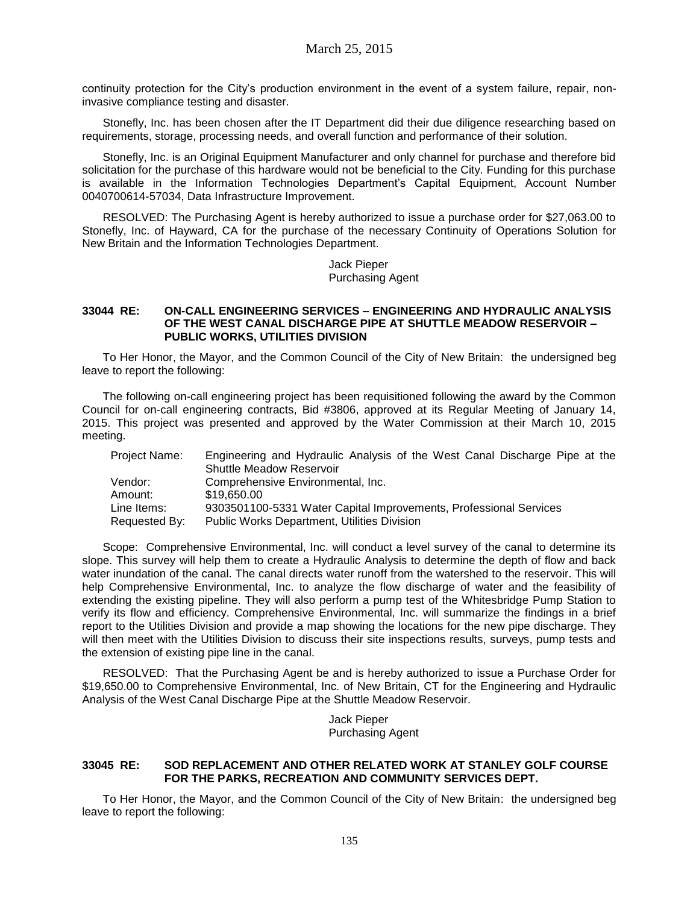continuity protection for the City's production environment in the event of a system failure, repair, non-invasive compliance testing and disaster.

Stonefly, Inc. has been chosen after the IT Department did their due diligence researching based on requirements, storage, processing needs, and overall function and performance of their solution.

Stonefly, Inc. is an Original Equipment Manufacturer and only channel for purchase and therefore bid solicitation for the purchase of this hardware would not be beneficial to the City. Funding for this purchase is available in the Information Technologies Department's Capital Equipment, Account Number 0040700614-57034, Data Infrastructure Improvement.

RESOLVED: The Purchasing Agent is hereby authorized to issue a purchase order for $27,063.00 to Stonefly, Inc. of Hayward, CA for the purchase of the necessary Continuity of Operations Solution for New Britain and the Information Technologies Department.

Jack Pieper
Purchasing Agent

**33044 RE: ON-CALL ENGINEERING SERVICES – ENGINEERING AND HYDRAULIC ANALYSIS OF THE WEST CANAL DISCHARGE PIPE AT SHUTTLE MEADOW RESERVOIR – PUBLIC WORKS, UTILITIES DIVISION**

To Her Honor, the Mayor, and the Common Council of the City of New Britain: the undersigned beg leave to report the following:

The following on-call engineering project has been requisitioned following the award by the Common Council for on-call engineering contracts, Bid #3806, approved at its Regular Meeting of January 14, 2015. This project was presented and approved by the Water Commission at their March 10, 2015 meeting.

| | |
|---|---|
| Project Name: | Engineering and Hydraulic Analysis of the West Canal Discharge Pipe at the Shuttle Meadow Reservoir |
| Vendor: | Comprehensive Environmental, Inc. |
| Amount: | $19,650.00 |
| Line Items: | 9303501100-5331 Water Capital Improvements, Professional Services |
| Requested By: | Public Works Department, Utilities Division |

Scope: Comprehensive Environmental, Inc. will conduct a level survey of the canal to determine its slope. This survey will help them to create a Hydraulic Analysis to determine the depth of flow and back water inundation of the canal. The canal directs water runoff from the watershed to the reservoir. This will help Comprehensive Environmental, Inc. to analyze the flow discharge of water and the feasibility of extending the existing pipeline. They will also perform a pump test of the Whitesbridge Pump Station to verify its flow and efficiency. Comprehensive Environmental, Inc. will summarize the findings in a brief report to the Utilities Division and provide a map showing the locations for the new pipe discharge. They will then meet with the Utilities Division to discuss their site inspections results, surveys, pump tests and the extension of existing pipe line in the canal.

RESOLVED: That the Purchasing Agent be and is hereby authorized to issue a Purchase Order for $19,650.00 to Comprehensive Environmental, Inc. of New Britain, CT for the Engineering and Hydraulic Analysis of the West Canal Discharge Pipe at the Shuttle Meadow Reservoir.

Jack Pieper
Purchasing Agent

**33045 RE: SOD REPLACEMENT AND OTHER RELATED WORK AT STANLEY GOLF COURSE FOR THE PARKS, RECREATION AND COMMUNITY SERVICES DEPT.**

To Her Honor, the Mayor, and the Common Council of the City of New Britain: the undersigned beg leave to report the following: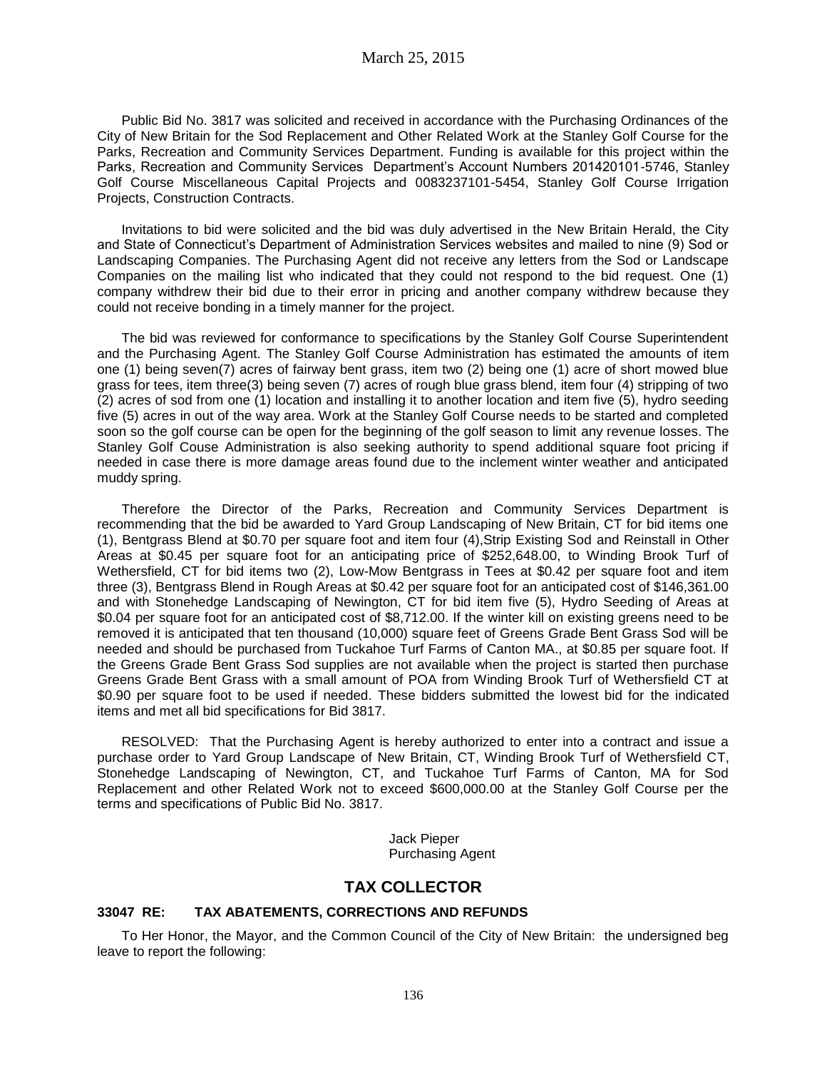Public Bid No. 3817 was solicited and received in accordance with the Purchasing Ordinances of the City of New Britain for the Sod Replacement and Other Related Work at the Stanley Golf Course for the Parks, Recreation and Community Services Department. Funding is available for this project within the Parks, Recreation and Community Services Department's Account Numbers 201420101-5746, Stanley Golf Course Miscellaneous Capital Projects and 0083237101-5454, Stanley Golf Course Irrigation Projects, Construction Contracts.

Invitations to bid were solicited and the bid was duly advertised in the New Britain Herald, the City and State of Connecticut's Department of Administration Services websites and mailed to nine (9) Sod or Landscaping Companies. The Purchasing Agent did not receive any letters from the Sod or Landscape Companies on the mailing list who indicated that they could not respond to the bid request. One (1) company withdrew their bid due to their error in pricing and another company withdrew because they could not receive bonding in a timely manner for the project.

The bid was reviewed for conformance to specifications by the Stanley Golf Course Superintendent and the Purchasing Agent. The Stanley Golf Course Administration has estimated the amounts of item one (1) being seven(7) acres of fairway bent grass, item two (2) being one (1) acre of short mowed blue grass for tees, item three(3) being seven (7) acres of rough blue grass blend, item four (4) stripping of two (2) acres of sod from one (1) location and installing it to another location and item five (5), hydro seeding five (5) acres in out of the way area. Work at the Stanley Golf Course needs to be started and completed soon so the golf course can be open for the beginning of the golf season to limit any revenue losses. The Stanley Golf Couse Administration is also seeking authority to spend additional square foot pricing if needed in case there is more damage areas found due to the inclement winter weather and anticipated muddy spring.

Therefore the Director of the Parks, Recreation and Community Services Department is recommending that the bid be awarded to Yard Group Landscaping of New Britain, CT for bid items one (1), Bentgrass Blend at $0.70 per square foot and item four (4),Strip Existing Sod and Reinstall in Other Areas at $0.45 per square foot for an anticipating price of $252,648.00, to Winding Brook Turf of Wethersfield, CT for bid items two (2), Low-Mow Bentgrass in Tees at $0.42 per square foot and item three (3), Bentgrass Blend in Rough Areas at $0.42 per square foot for an anticipated cost of $146,361.00 and with Stonehedge Landscaping of Newington, CT for bid item five (5), Hydro Seeding of Areas at $0.04 per square foot for an anticipated cost of $8,712.00. If the winter kill on existing greens need to be removed it is anticipated that ten thousand (10,000) square feet of Greens Grade Bent Grass Sod will be needed and should be purchased from Tuckahoe Turf Farms of Canton MA., at $0.85 per square foot. If the Greens Grade Bent Grass Sod supplies are not available when the project is started then purchase Greens Grade Bent Grass with a small amount of POA from Winding Brook Turf of Wethersfield CT at $0.90 per square foot to be used if needed. These bidders submitted the lowest bid for the indicated items and met all bid specifications for Bid 3817.

RESOLVED: That the Purchasing Agent is hereby authorized to enter into a contract and issue a purchase order to Yard Group Landscape of New Britain, CT, Winding Brook Turf of Wethersfield CT, Stonehedge Landscaping of Newington, CT, and Tuckahoe Turf Farms of Canton, MA for Sod Replacement and other Related Work not to exceed $600,000.00 at the Stanley Golf Course per the terms and specifications of Public Bid No. 3817.

Jack Pieper
Purchasing Agent

## TAX COLLECTOR

### 33047 RE: TAX ABATEMENTS, CORRECTIONS AND REFUNDS

To Her Honor, the Mayor, and the Common Council of the City of New Britain: the undersigned beg leave to report the following: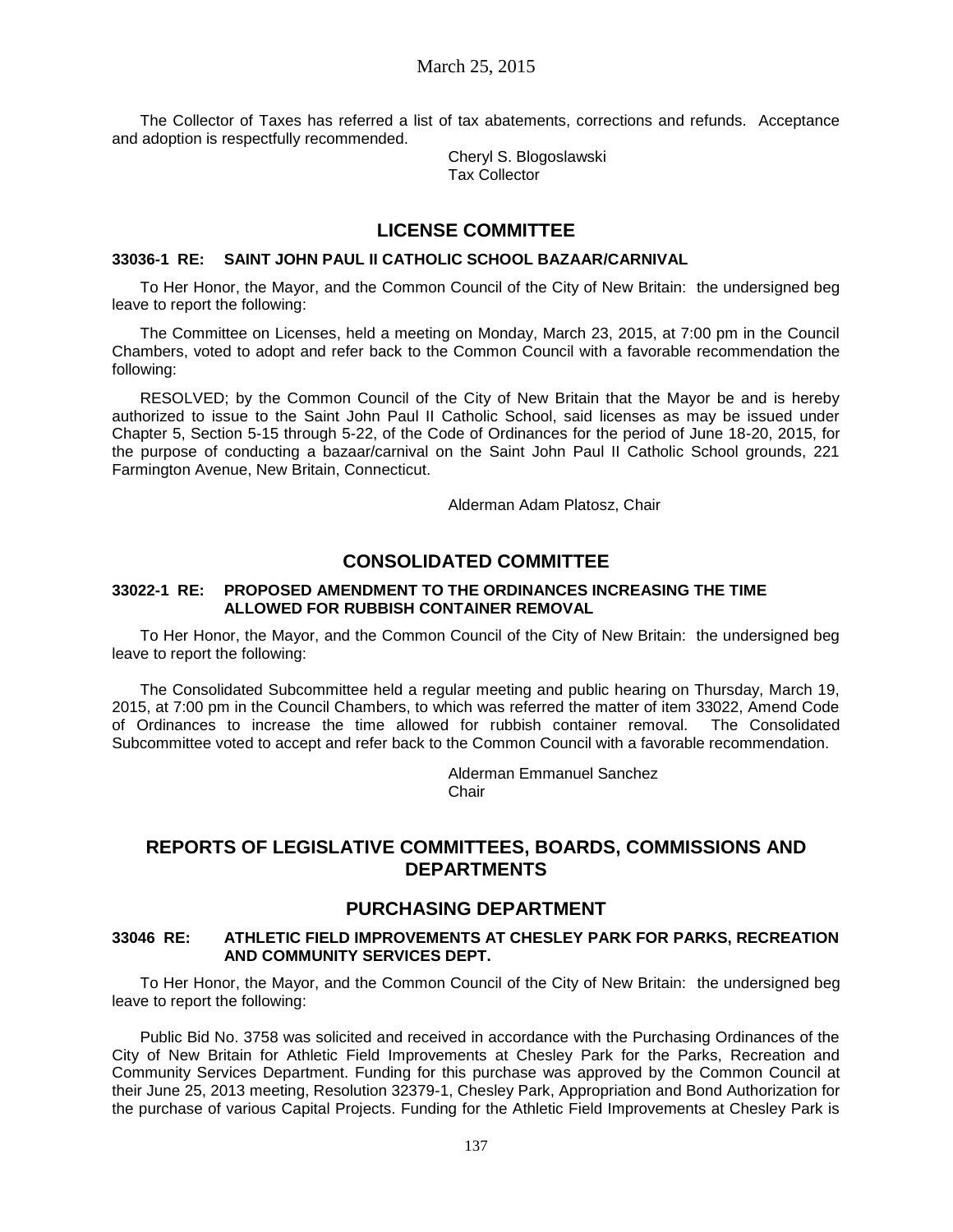The Collector of Taxes has referred a list of tax abatements, corrections and refunds. Acceptance and adoption is respectfully recommended.

Cheryl S. Blogoslawski
Tax Collector

## LICENSE COMMITTEE

### 33036-1 RE: SAINT JOHN PAUL II CATHOLIC SCHOOL BAZAAR/CARNIVAL

To Her Honor, the Mayor, and the Common Council of the City of New Britain: the undersigned beg leave to report the following:

The Committee on Licenses, held a meeting on Monday, March 23, 2015, at 7:00 pm in the Council Chambers, voted to adopt and refer back to the Common Council with a favorable recommendation the following:

RESOLVED; by the Common Council of the City of New Britain that the Mayor be and is hereby authorized to issue to the Saint John Paul II Catholic School, said licenses as may be issued under Chapter 5, Section 5-15 through 5-22, of the Code of Ordinances for the period of June 18-20, 2015, for the purpose of conducting a bazaar/carnival on the Saint John Paul II Catholic School grounds, 221 Farmington Avenue, New Britain, Connecticut.

Alderman Adam Platosz, Chair

## CONSOLIDATED COMMITTEE

### 33022-1 RE: PROPOSED AMENDMENT TO THE ORDINANCES INCREASING THE TIME ALLOWED FOR RUBBISH CONTAINER REMOVAL

To Her Honor, the Mayor, and the Common Council of the City of New Britain: the undersigned beg leave to report the following:

The Consolidated Subcommittee held a regular meeting and public hearing on Thursday, March 19, 2015, at 7:00 pm in the Council Chambers, to which was referred the matter of item 33022, Amend Code of Ordinances to increase the time allowed for rubbish container removal. The Consolidated Subcommittee voted to accept and refer back to the Common Council with a favorable recommendation.

Alderman Emmanuel Sanchez
Chair

## REPORTS OF LEGISLATIVE COMMITTEES, BOARDS, COMMISSIONS AND DEPARTMENTS

## PURCHASING DEPARTMENT

### 33046 RE: ATHLETIC FIELD IMPROVEMENTS AT CHESLEY PARK FOR PARKS, RECREATION AND COMMUNITY SERVICES DEPT.

To Her Honor, the Mayor, and the Common Council of the City of New Britain: the undersigned beg leave to report the following:

Public Bid No. 3758 was solicited and received in accordance with the Purchasing Ordinances of the City of New Britain for Athletic Field Improvements at Chesley Park for the Parks, Recreation and Community Services Department. Funding for this purchase was approved by the Common Council at their June 25, 2013 meeting, Resolution 32379-1, Chesley Park, Appropriation and Bond Authorization for the purchase of various Capital Projects. Funding for the Athletic Field Improvements at Chesley Park is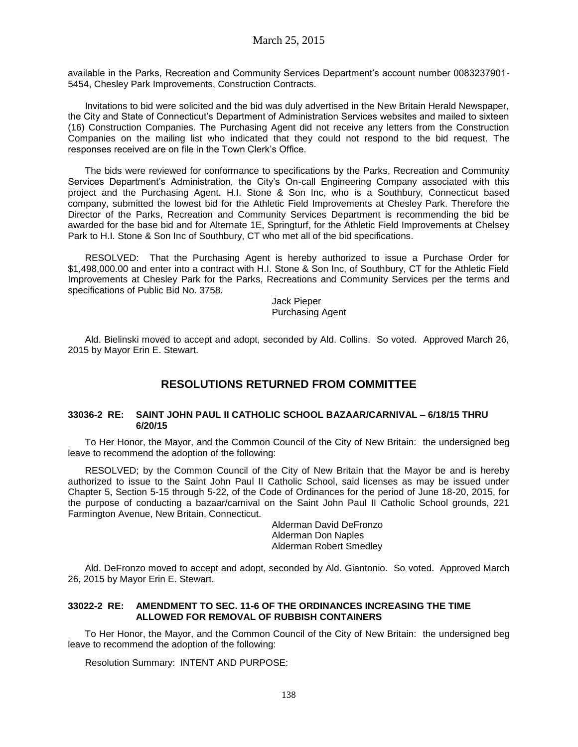available in the Parks, Recreation and Community Services Department's account number 0083237901-5454, Chesley Park Improvements, Construction Contracts.

Invitations to bid were solicited and the bid was duly advertised in the New Britain Herald Newspaper, the City and State of Connecticut's Department of Administration Services websites and mailed to sixteen (16) Construction Companies. The Purchasing Agent did not receive any letters from the Construction Companies on the mailing list who indicated that they could not respond to the bid request. The responses received are on file in the Town Clerk's Office.

The bids were reviewed for conformance to specifications by the Parks, Recreation and Community Services Department's Administration, the City's On-call Engineering Company associated with this project and the Purchasing Agent. H.I. Stone & Son Inc, who is a Southbury, Connecticut based company, submitted the lowest bid for the Athletic Field Improvements at Chesley Park. Therefore the Director of the Parks, Recreation and Community Services Department is recommending the bid be awarded for the base bid and for Alternate 1E, Springturf, for the Athletic Field Improvements at Chelsey Park to H.I. Stone & Son Inc of Southbury, CT who met all of the bid specifications.

RESOLVED: That the Purchasing Agent is hereby authorized to issue a Purchase Order for $1,498,000.00 and enter into a contract with H.I. Stone & Son Inc, of Southbury, CT for the Athletic Field Improvements at Chesley Park for the Parks, Recreations and Community Services per the terms and specifications of Public Bid No. 3758.

Jack Pieper
Purchasing Agent

Ald. Bielinski moved to accept and adopt, seconded by Ald. Collins. So voted. Approved March 26, 2015 by Mayor Erin E. Stewart.

## RESOLUTIONS RETURNED FROM COMMITTEE

### 33036-2 RE: SAINT JOHN PAUL II CATHOLIC SCHOOL BAZAAR/CARNIVAL – 6/18/15 THRU 6/20/15

To Her Honor, the Mayor, and the Common Council of the City of New Britain: the undersigned beg leave to recommend the adoption of the following:

RESOLVED; by the Common Council of the City of New Britain that the Mayor be and is hereby authorized to issue to the Saint John Paul II Catholic School, said licenses as may be issued under Chapter 5, Section 5-15 through 5-22, of the Code of Ordinances for the period of June 18-20, 2015, for the purpose of conducting a bazaar/carnival on the Saint John Paul II Catholic School grounds, 221 Farmington Avenue, New Britain, Connecticut.

Alderman David DeFronzo
Alderman Don Naples
Alderman Robert Smedley

Ald. DeFronzo moved to accept and adopt, seconded by Ald. Giantonio. So voted. Approved March 26, 2015 by Mayor Erin E. Stewart.

### 33022-2 RE: AMENDMENT TO SEC. 11-6 OF THE ORDINANCES INCREASING THE TIME ALLOWED FOR REMOVAL OF RUBBISH CONTAINERS

To Her Honor, the Mayor, and the Common Council of the City of New Britain: the undersigned beg leave to recommend the adoption of the following:

Resolution Summary: INTENT AND PURPOSE: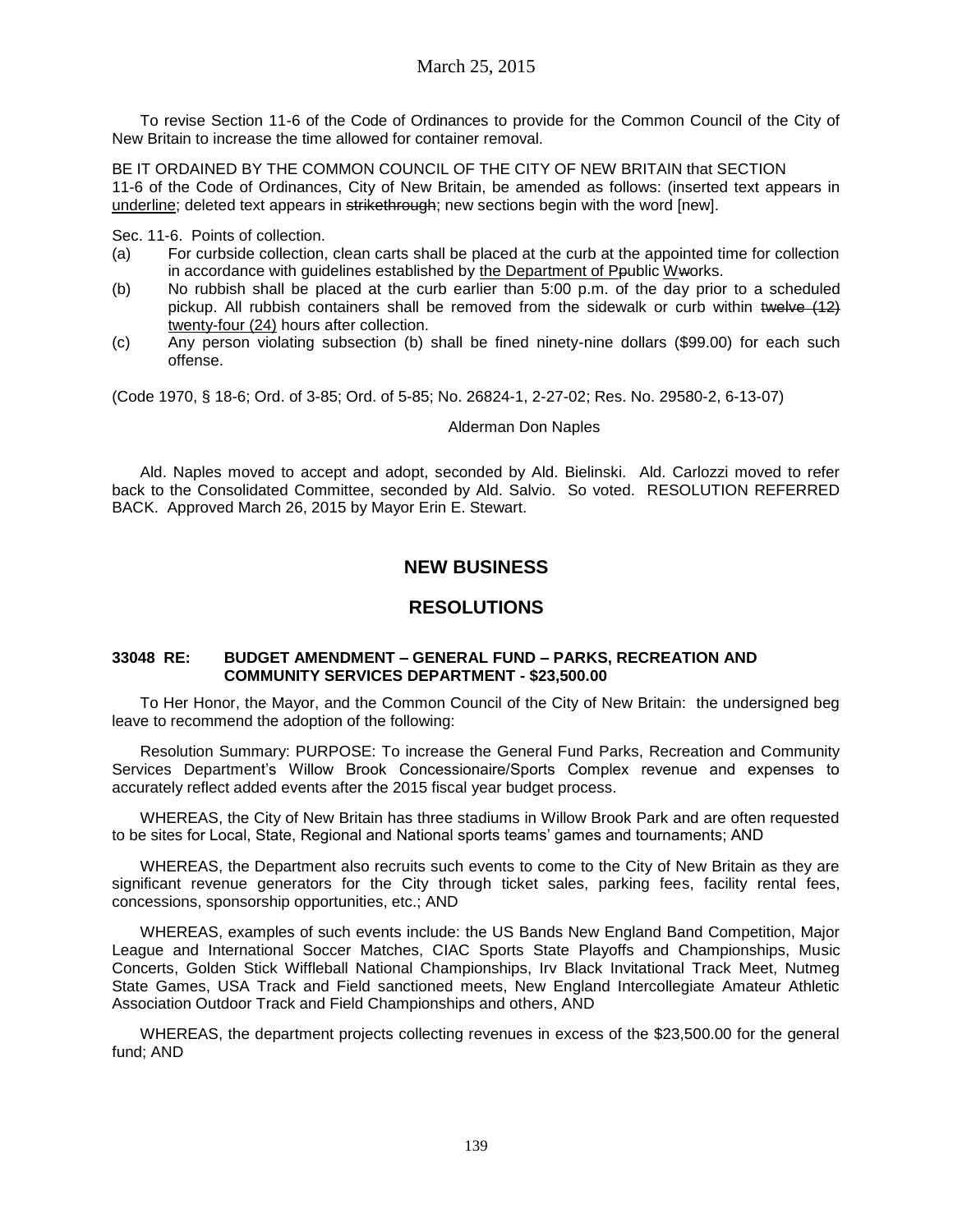To revise Section 11-6 of the Code of Ordinances to provide for the Common Council of the City of New Britain to increase the time allowed for container removal.

BE IT ORDAINED BY THE COMMON COUNCIL OF THE CITY OF NEW BRITAIN that SECTION 11-6 of the Code of Ordinances, City of New Britain, be amended as follows: (inserted text appears in <u>underline</u>; deleted text appears in ~~strikethrough~~; new sections begin with the word [new].

Sec. 11-6. Points of collection.

(a) For curbside collection, clean carts shall be placed at the curb at the appointed time for collection in accordance with guidelines established by <u>the Department of P</u>~~p~~ublic <u>W</u>~~w~~orks.

(b) No rubbish shall be placed at the curb earlier than 5:00 p.m. of the day prior to a scheduled pickup. All rubbish containers shall be removed from the sidewalk or curb within ~~twelve (12)~~ <u>twenty-four (24)</u> hours after collection.

(c) Any person violating subsection (b) shall be fined ninety-nine dollars ($99.00) for each such offense.

(Code 1970, § 18-6; Ord. of 3-85; Ord. of 5-85; No. 26824-1, 2-27-02; Res. No. 29580-2, 6-13-07)

Alderman Don Naples

Ald. Naples moved to accept and adopt, seconded by Ald. Bielinski. Ald. Carlozzi moved to refer back to the Consolidated Committee, seconded by Ald. Salvio. So voted. RESOLUTION REFERRED BACK. Approved March 26, 2015 by Mayor Erin E. Stewart.

## NEW BUSINESS

## RESOLUTIONS

### 33048 RE: BUDGET AMENDMENT – GENERAL FUND – PARKS, RECREATION AND COMMUNITY SERVICES DEPARTMENT - $23,500.00

To Her Honor, the Mayor, and the Common Council of the City of New Britain: the undersigned beg leave to recommend the adoption of the following:

Resolution Summary: PURPOSE: To increase the General Fund Parks, Recreation and Community Services Department's Willow Brook Concessionaire/Sports Complex revenue and expenses to accurately reflect added events after the 2015 fiscal year budget process.

WHEREAS, the City of New Britain has three stadiums in Willow Brook Park and are often requested to be sites for Local, State, Regional and National sports teams' games and tournaments; AND

WHEREAS, the Department also recruits such events to come to the City of New Britain as they are significant revenue generators for the City through ticket sales, parking fees, facility rental fees, concessions, sponsorship opportunities, etc.; AND

WHEREAS, examples of such events include: the US Bands New England Band Competition, Major League and International Soccer Matches, CIAC Sports State Playoffs and Championships, Music Concerts, Golden Stick Wiffleball National Championships, Irv Black Invitational Track Meet, Nutmeg State Games, USA Track and Field sanctioned meets, New England Intercollegiate Amateur Athletic Association Outdoor Track and Field Championships and others, AND

WHEREAS, the department projects collecting revenues in excess of the $23,500.00 for the general fund; AND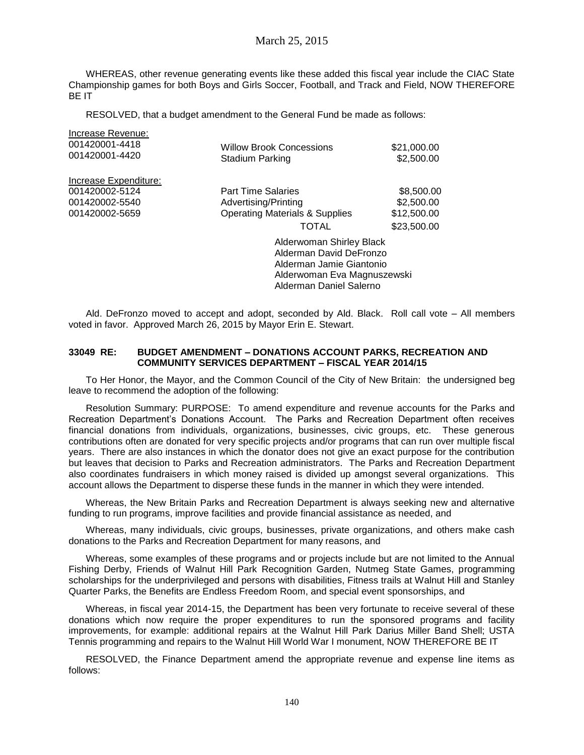WHEREAS, other revenue generating events like these added this fiscal year include the CIAC State Championship games for both Boys and Girls Soccer, Football, and Track and Field, NOW THEREFORE BE IT

RESOLVED, that a budget amendment to the General Fund be made as follows:

| | | |
|---|---|---|
| Increase Revenue: | | |
| 001420001-4418 | Willow Brook Concessions | $21,000.00 |
| 001420001-4420 | Stadium Parking | $2,500.00 |
| Increase Expenditure: | | |
| 001420002-5124 | Part Time Salaries | $8,500.00 |
| 001420002-5540 | Advertising/Printing | $2,500.00 |
| 001420002-5659 | Operating Materials & Supplies | $12,500.00 |
| | TOTAL | $23,500.00 |

Alderwoman Shirley Black
Alderman David DeFronzo
Alderman Jamie Giantonio
Alderwoman Eva Magnuszewski
Alderman Daniel Salerno

Ald. DeFronzo moved to accept and adopt, seconded by Ald. Black. Roll call vote – All members voted in favor. Approved March 26, 2015 by Mayor Erin E. Stewart.

**33049 RE: BUDGET AMENDMENT – DONATIONS ACCOUNT PARKS, RECREATION AND COMMUNITY SERVICES DEPARTMENT – FISCAL YEAR 2014/15**

To Her Honor, the Mayor, and the Common Council of the City of New Britain: the undersigned beg leave to recommend the adoption of the following:

Resolution Summary: PURPOSE: To amend expenditure and revenue accounts for the Parks and Recreation Department's Donations Account. The Parks and Recreation Department often receives financial donations from individuals, organizations, businesses, civic groups, etc. These generous contributions often are donated for very specific projects and/or programs that can run over multiple fiscal years. There are also instances in which the donator does not give an exact purpose for the contribution but leaves that decision to Parks and Recreation administrators. The Parks and Recreation Department also coordinates fundraisers in which money raised is divided up amongst several organizations. This account allows the Department to disperse these funds in the manner in which they were intended.

Whereas, the New Britain Parks and Recreation Department is always seeking new and alternative funding to run programs, improve facilities and provide financial assistance as needed, and

Whereas, many individuals, civic groups, businesses, private organizations, and others make cash donations to the Parks and Recreation Department for many reasons, and

Whereas, some examples of these programs and or projects include but are not limited to the Annual Fishing Derby, Friends of Walnut Hill Park Recognition Garden, Nutmeg State Games, programming scholarships for the underprivileged and persons with disabilities, Fitness trails at Walnut Hill and Stanley Quarter Parks, the Benefits are Endless Freedom Room, and special event sponsorships, and

Whereas, in fiscal year 2014-15, the Department has been very fortunate to receive several of these donations which now require the proper expenditures to run the sponsored programs and facility improvements, for example: additional repairs at the Walnut Hill Park Darius Miller Band Shell; USTA Tennis programming and repairs to the Walnut Hill World War I monument, NOW THEREFORE BE IT

RESOLVED, the Finance Department amend the appropriate revenue and expense line items as follows: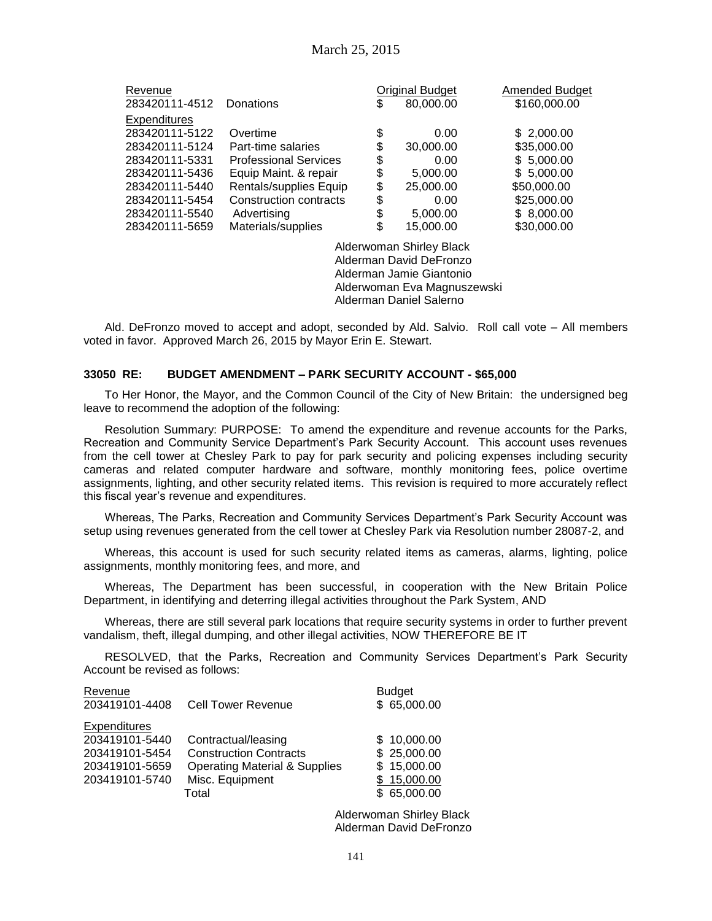| Revenue | | Original Budget | Amended Budget |
|---|---|---|---|
| 283420111-4512 | Donations | $ 80,000.00 | $160,000.00 |
| Expenditures | | | |
| 283420111-5122 | Overtime | $ 0.00 | $ 2,000.00 |
| 283420111-5124 | Part-time salaries | $ 30,000.00 | $35,000.00 |
| 283420111-5331 | Professional Services | $ 0.00 | $ 5,000.00 |
| 283420111-5436 | Equip Maint. & repair | $ 5,000.00 | $ 5,000.00 |
| 283420111-5440 | Rentals/supplies Equip | $ 25,000.00 | $50,000.00 |
| 283420111-5454 | Construction contracts | $ 0.00 | $25,000.00 |
| 283420111-5540 | Advertising | $ 5,000.00 | $ 8,000.00 |
| 283420111-5659 | Materials/supplies | $ 15,000.00 | $30,000.00 |

Alderwoman Shirley Black
Alderman David DeFronzo
Alderman Jamie Giantonio
Alderwoman Eva Magnuszewski
Alderman Daniel Salerno

Ald. DeFronzo moved to accept and adopt, seconded by Ald. Salvio. Roll call vote – All members voted in favor. Approved March 26, 2015 by Mayor Erin E. Stewart.

**33050 RE: BUDGET AMENDMENT – PARK SECURITY ACCOUNT - $65,000**

To Her Honor, the Mayor, and the Common Council of the City of New Britain: the undersigned beg leave to recommend the adoption of the following:

Resolution Summary: PURPOSE: To amend the expenditure and revenue accounts for the Parks, Recreation and Community Service Department's Park Security Account. This account uses revenues from the cell tower at Chesley Park to pay for park security and policing expenses including security cameras and related computer hardware and software, monthly monitoring fees, police overtime assignments, lighting, and other security related items. This revision is required to more accurately reflect this fiscal year's revenue and expenditures.

Whereas, The Parks, Recreation and Community Services Department's Park Security Account was setup using revenues generated from the cell tower at Chesley Park via Resolution number 28087-2, and

Whereas, this account is used for such security related items as cameras, alarms, lighting, police assignments, monthly monitoring fees, and more, and

Whereas, The Department has been successful, in cooperation with the New Britain Police Department, in identifying and deterring illegal activities throughout the Park System, AND

Whereas, there are still several park locations that require security systems in order to further prevent vandalism, theft, illegal dumping, and other illegal activities, NOW THEREFORE BE IT

RESOLVED, that the Parks, Recreation and Community Services Department's Park Security Account be revised as follows:

| Revenue | | Budget |
|---|---|---|
| 203419101-4408 | Cell Tower Revenue | $ 65,000.00 |
| Expenditures | | |
| 203419101-5440 | Contractual/leasing | $ 10,000.00 |
| 203419101-5454 | Construction Contracts | $ 25,000.00 |
| 203419101-5659 | Operating Material & Supplies | $ 15,000.00 |
| 203419101-5740 | Misc. Equipment | $ 15,000.00 |
| | Total | $ 65,000.00 |

Alderwoman Shirley Black
Alderman David DeFronzo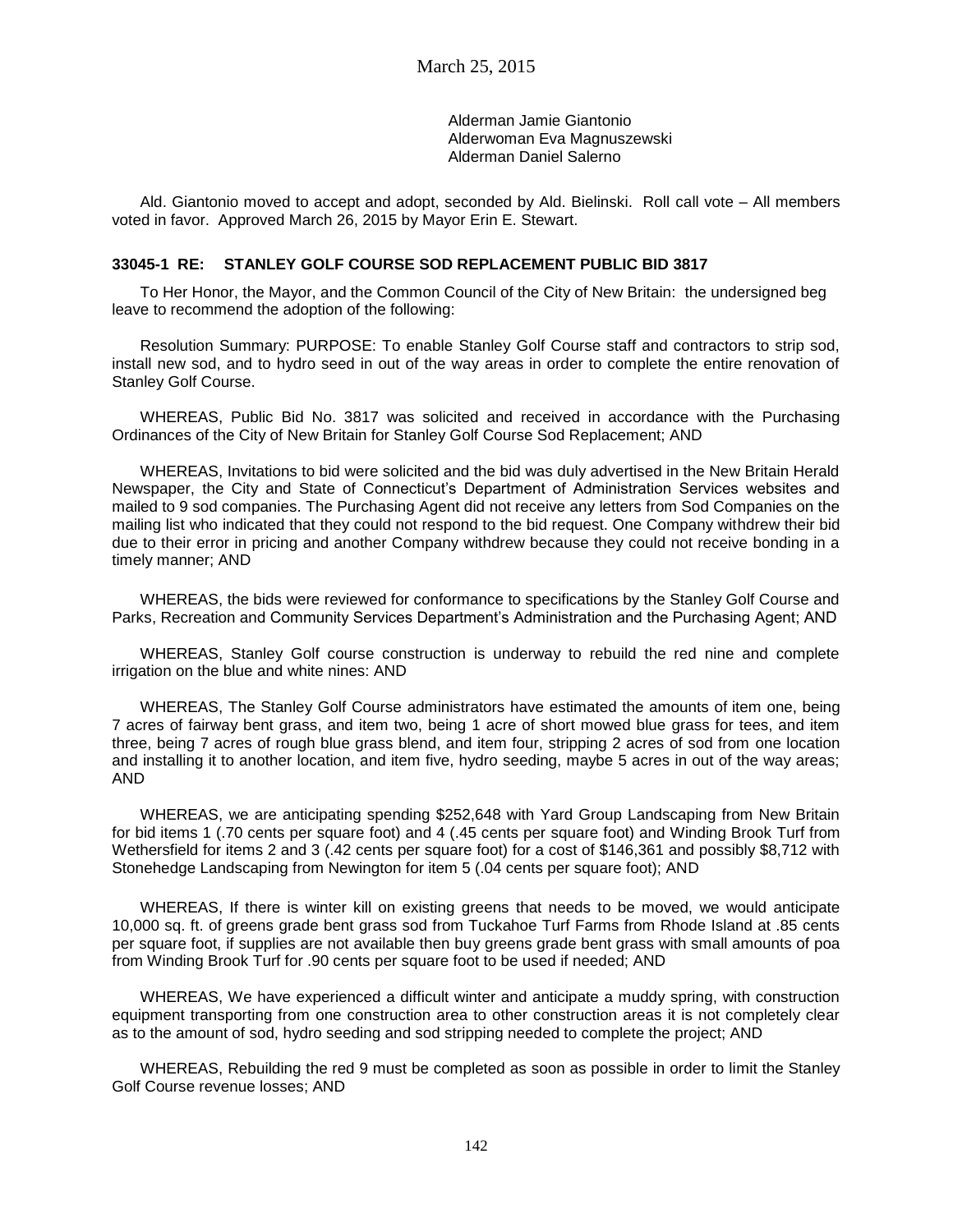March 25, 2015

Alderman Jamie Giantonio
Alderwoman Eva Magnuszewski
Alderman Daniel Salerno

Ald. Giantonio moved to accept and adopt, seconded by Ald. Bielinski. Roll call vote – All members voted in favor. Approved March 26, 2015 by Mayor Erin E. Stewart.

**33045-1 RE: STANLEY GOLF COURSE SOD REPLACEMENT PUBLIC BID 3817**

To Her Honor, the Mayor, and the Common Council of the City of New Britain: the undersigned beg leave to recommend the adoption of the following:

Resolution Summary: PURPOSE: To enable Stanley Golf Course staff and contractors to strip sod, install new sod, and to hydro seed in out of the way areas in order to complete the entire renovation of Stanley Golf Course.

WHEREAS, Public Bid No. 3817 was solicited and received in accordance with the Purchasing Ordinances of the City of New Britain for Stanley Golf Course Sod Replacement; AND

WHEREAS, Invitations to bid were solicited and the bid was duly advertised in the New Britain Herald Newspaper, the City and State of Connecticut's Department of Administration Services websites and mailed to 9 sod companies. The Purchasing Agent did not receive any letters from Sod Companies on the mailing list who indicated that they could not respond to the bid request. One Company withdrew their bid due to their error in pricing and another Company withdrew because they could not receive bonding in a timely manner; AND

WHEREAS, the bids were reviewed for conformance to specifications by the Stanley Golf Course and Parks, Recreation and Community Services Department's Administration and the Purchasing Agent; AND

WHEREAS, Stanley Golf course construction is underway to rebuild the red nine and complete irrigation on the blue and white nines: AND

WHEREAS, The Stanley Golf Course administrators have estimated the amounts of item one, being 7 acres of fairway bent grass, and item two, being 1 acre of short mowed blue grass for tees, and item three, being 7 acres of rough blue grass blend, and item four, stripping 2 acres of sod from one location and installing it to another location, and item five, hydro seeding, maybe 5 acres in out of the way areas; AND

WHEREAS, we are anticipating spending $252,648 with Yard Group Landscaping from New Britain for bid items 1 (.70 cents per square foot) and 4 (.45 cents per square foot) and Winding Brook Turf from Wethersfield for items 2 and 3 (.42 cents per square foot) for a cost of $146,361 and possibly $8,712 with Stonehedge Landscaping from Newington for item 5 (.04 cents per square foot); AND

WHEREAS, If there is winter kill on existing greens that needs to be moved, we would anticipate 10,000 sq. ft. of greens grade bent grass sod from Tuckahoe Turf Farms from Rhode Island at .85 cents per square foot, if supplies are not available then buy greens grade bent grass with small amounts of poa from Winding Brook Turf for .90 cents per square foot to be used if needed; AND

WHEREAS, We have experienced a difficult winter and anticipate a muddy spring, with construction equipment transporting from one construction area to other construction areas it is not completely clear as to the amount of sod, hydro seeding and sod stripping needed to complete the project; AND

WHEREAS, Rebuilding the red 9 must be completed as soon as possible in order to limit the Stanley Golf Course revenue losses; AND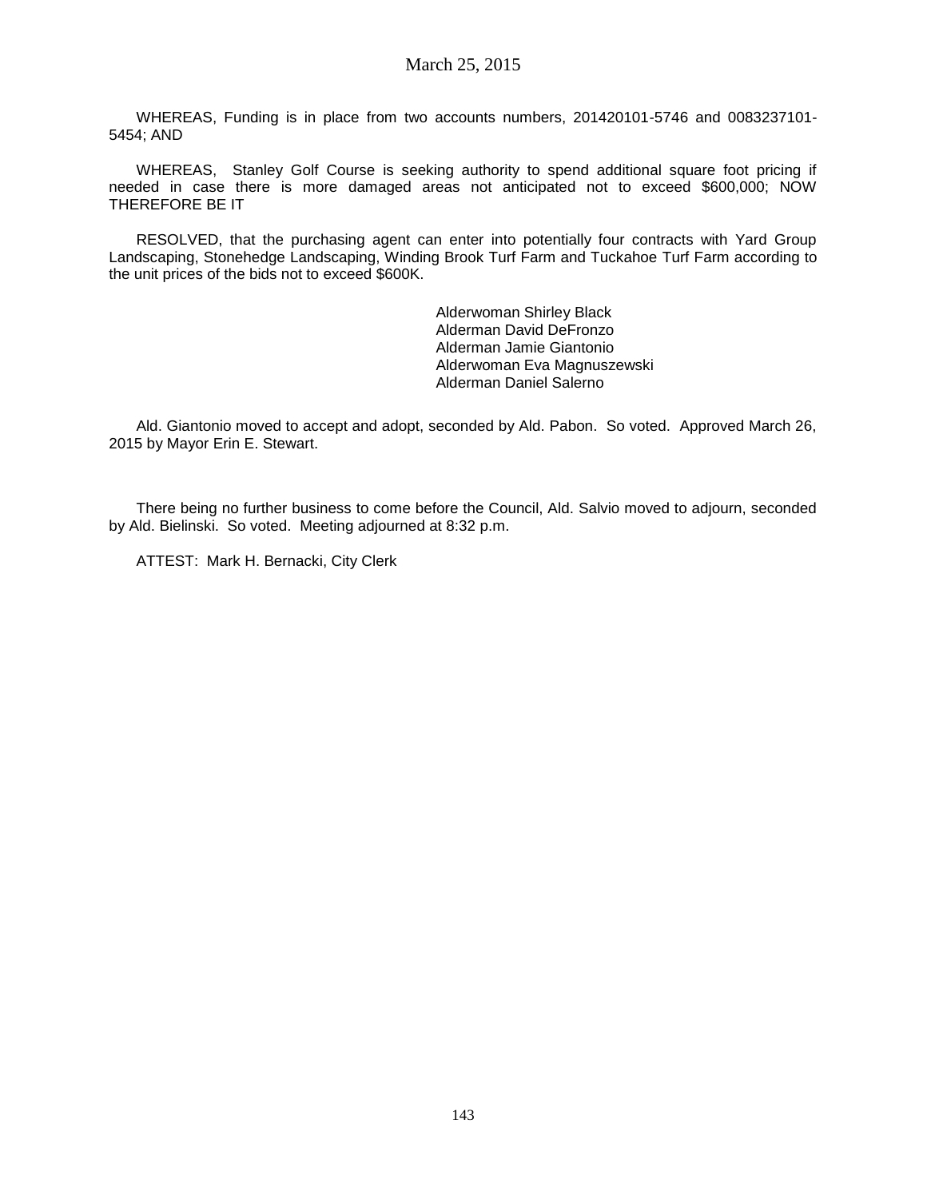WHEREAS, Funding is in place from two accounts numbers, 201420101-5746 and 0083237101-5454; AND

WHEREAS, Stanley Golf Course is seeking authority to spend additional square foot pricing if needed in case there is more damaged areas not anticipated not to exceed $600,000; NOW THEREFORE BE IT

RESOLVED, that the purchasing agent can enter into potentially four contracts with Yard Group Landscaping, Stonehedge Landscaping, Winding Brook Turf Farm and Tuckahoe Turf Farm according to the unit prices of the bids not to exceed $600K.

Alderwoman Shirley Black
Alderman David DeFronzo
Alderman Jamie Giantonio
Alderwoman Eva Magnuszewski
Alderman Daniel Salerno

Ald. Giantonio moved to accept and adopt, seconded by Ald. Pabon. So voted. Approved March 26, 2015 by Mayor Erin E. Stewart.

There being no further business to come before the Council, Ald. Salvio moved to adjourn, seconded by Ald. Bielinski. So voted. Meeting adjourned at 8:32 p.m.

ATTEST: Mark H. Bernacki, City Clerk